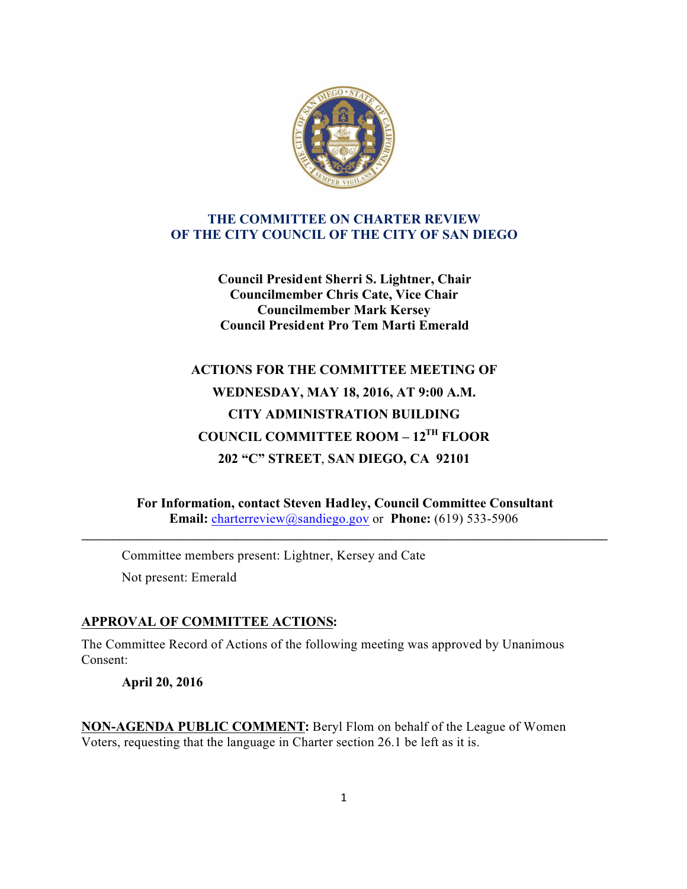# THE COMMITTEE ON CHARTER REVIEW OF THE CITY COUNCIL OF THE CITY OF SAN DIEGO

**Council President Sherri S. Lightner, Chair**
**Councilmember Chris Cate, Vice Chair**
**Councilmember Mark Kersey**
**Council President Pro Tem Marti Emerald**

**ACTIONS FOR THE COMMITTEE MEETING OF**
**WEDNESDAY, MAY 18, 2016, AT 9:00 A.M.**
**CITY ADMINISTRATION BUILDING**
**COUNCIL COMMITTEE ROOM – 12TH FLOOR**
**202 "C" STREET, SAN DIEGO, CA 92101**

**For Information, contact Steven Hadley, Council Committee Consultant**
**Email:** charterreview@sandiego.gov or **Phone:** (619) 533-5906

---

Committee members present: Lightner, Kersey and Cate

Not present: Emerald

**APPROVAL OF COMMITTEE ACTIONS:**

The Committee Record of Actions of the following meeting was approved by Unanimous Consent:

**April 20, 2016**

**NON-AGENDA PUBLIC COMMENT:** Beryl Flom on behalf of the League of Women Voters, requesting that the language in Charter section 26.1 be left as it is.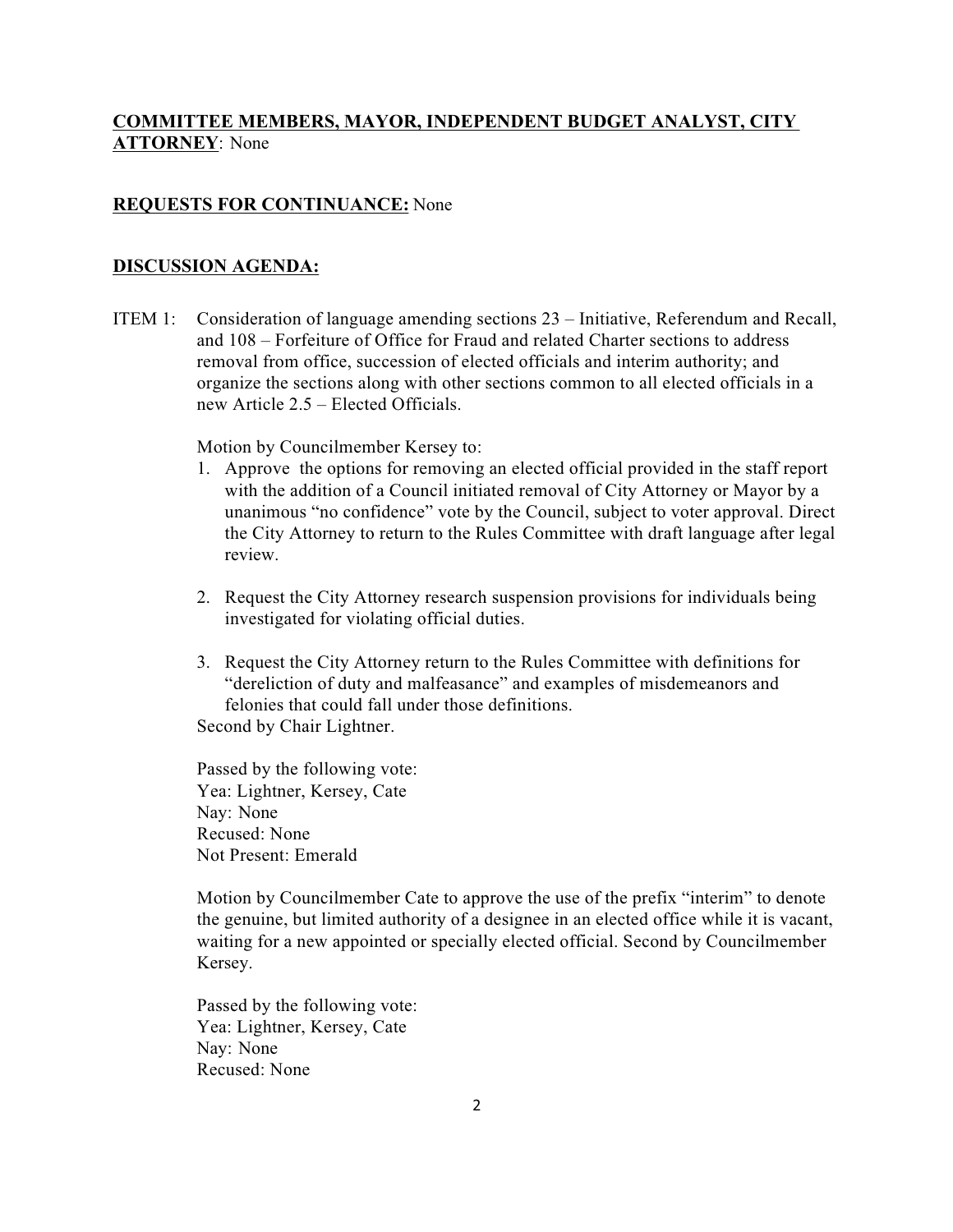**<u>COMMITTEE MEMBERS, MAYOR, INDEPENDENT BUDGET ANALYST, CITY ATTORNEY</u>**: None

**<u>REQUESTS FOR CONTINUANCE:</u>** None

**<u>DISCUSSION AGENDA:</u>**

ITEM 1: Consideration of language amending sections 23 – Initiative, Referendum and Recall, and 108 – Forfeiture of Office for Fraud and related Charter sections to address removal from office, succession of elected officials and interim authority; and organize the sections along with other sections common to all elected officials in a new Article 2.5 – Elected Officials.

Motion by Councilmember Kersey to:

1. Approve the options for removing an elected official provided in the staff report with the addition of a Council initiated removal of City Attorney or Mayor by a unanimous "no confidence" vote by the Council, subject to voter approval. Direct the City Attorney to return to the Rules Committee with draft language after legal review.

2. Request the City Attorney research suspension provisions for individuals being investigated for violating official duties.

3. Request the City Attorney return to the Rules Committee with definitions for "dereliction of duty and malfeasance" and examples of misdemeanors and felonies that could fall under those definitions.

Second by Chair Lightner.

Passed by the following vote:
Yea: Lightner, Kersey, Cate
Nay: None
Recused: None
Not Present: Emerald

Motion by Councilmember Cate to approve the use of the prefix "interim" to denote the genuine, but limited authority of a designee in an elected office while it is vacant, waiting for a new appointed or specially elected official. Second by Councilmember Kersey.

Passed by the following vote:
Yea: Lightner, Kersey, Cate
Nay: None
Recused: None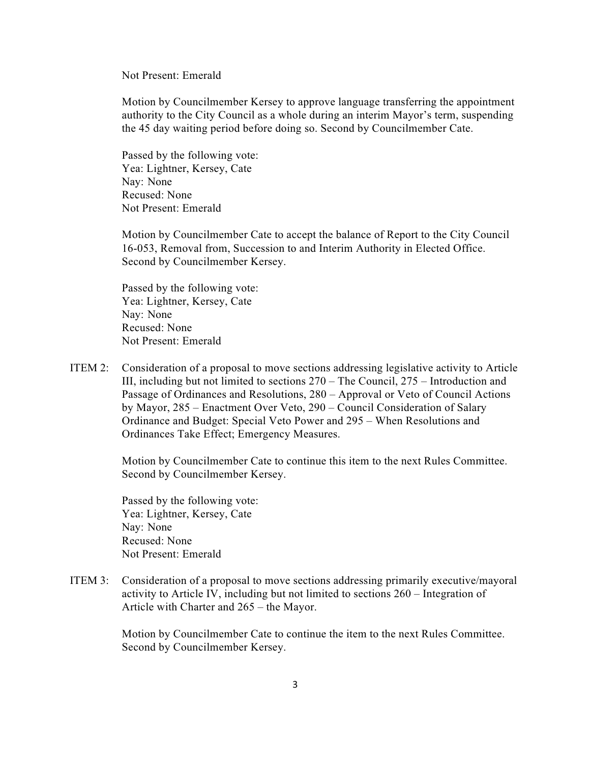Not Present: Emerald

Motion by Councilmember Kersey to approve language transferring the appointment authority to the City Council as a whole during an interim Mayor's term, suspending the 45 day waiting period before doing so. Second by Councilmember Cate.

Passed by the following vote:
Yea: Lightner, Kersey, Cate
Nay: None
Recused: None
Not Present: Emerald

Motion by Councilmember Cate to accept the balance of Report to the City Council 16-053, Removal from, Succession to and Interim Authority in Elected Office. Second by Councilmember Kersey.

Passed by the following vote:
Yea: Lightner, Kersey, Cate
Nay: None
Recused: None
Not Present: Emerald

ITEM 2: Consideration of a proposal to move sections addressing legislative activity to Article III, including but not limited to sections 270 – The Council, 275 – Introduction and Passage of Ordinances and Resolutions, 280 – Approval or Veto of Council Actions by Mayor, 285 – Enactment Over Veto, 290 – Council Consideration of Salary Ordinance and Budget: Special Veto Power and 295 – When Resolutions and Ordinances Take Effect; Emergency Measures.

Motion by Councilmember Cate to continue this item to the next Rules Committee. Second by Councilmember Kersey.

Passed by the following vote:
Yea: Lightner, Kersey, Cate
Nay: None
Recused: None
Not Present: Emerald

ITEM 3: Consideration of a proposal to move sections addressing primarily executive/mayoral activity to Article IV, including but not limited to sections 260 – Integration of Article with Charter and 265 – the Mayor.

Motion by Councilmember Cate to continue the item to the next Rules Committee. Second by Councilmember Kersey.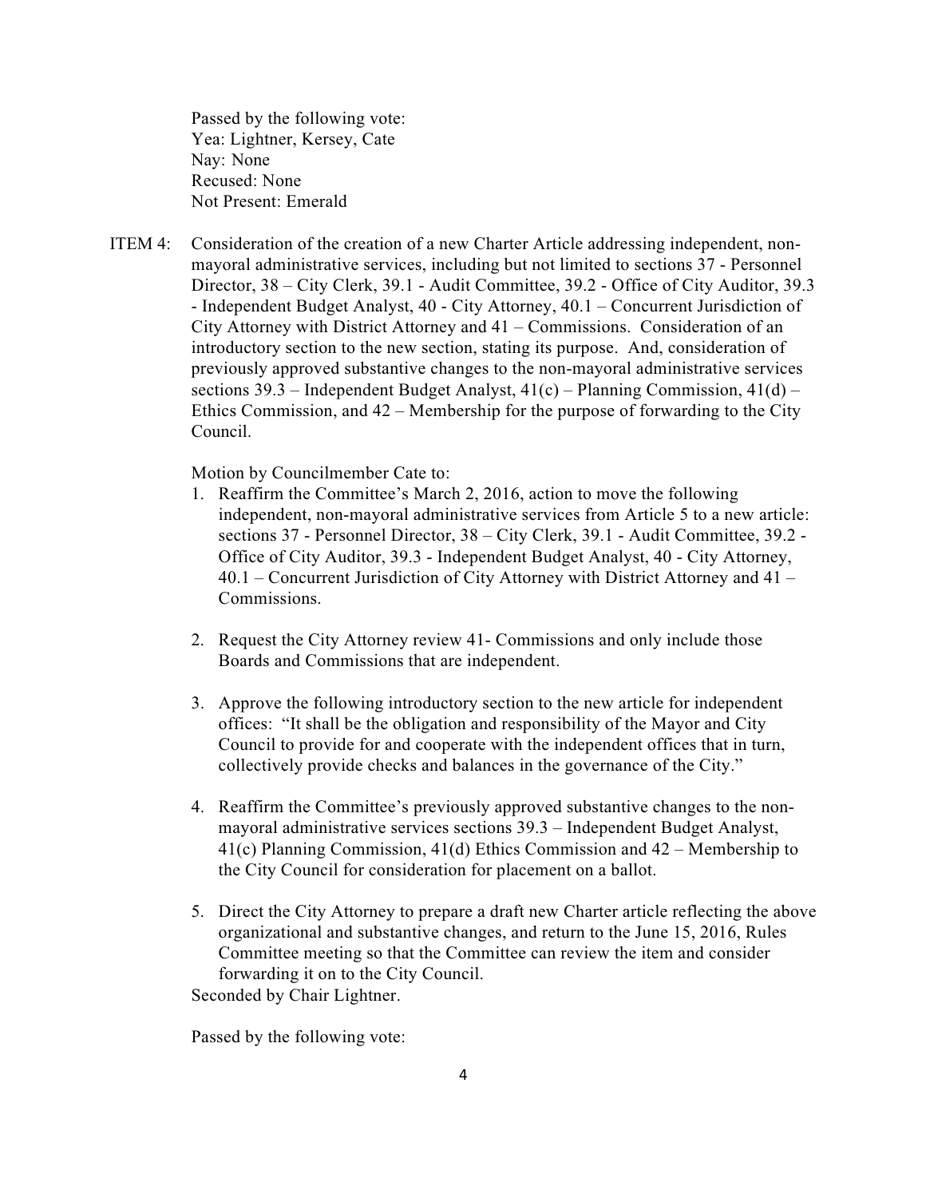Passed by the following vote:
Yea: Lightner, Kersey, Cate
Nay: None
Recused: None
Not Present: Emerald

ITEM 4: Consideration of the creation of a new Charter Article addressing independent, non-mayoral administrative services, including but not limited to sections 37 - Personnel Director, 38 – City Clerk, 39.1 - Audit Committee, 39.2 - Office of City Auditor, 39.3 - Independent Budget Analyst, 40 - City Attorney, 40.1 – Concurrent Jurisdiction of City Attorney with District Attorney and 41 – Commissions. Consideration of an introductory section to the new section, stating its purpose. And, consideration of previously approved substantive changes to the non-mayoral administrative services sections 39.3 – Independent Budget Analyst, 41(c) – Planning Commission, 41(d) – Ethics Commission, and 42 – Membership for the purpose of forwarding to the City Council.

Motion by Councilmember Cate to:

1. Reaffirm the Committee's March 2, 2016, action to move the following independent, non-mayoral administrative services from Article 5 to a new article: sections 37 - Personnel Director, 38 – City Clerk, 39.1 - Audit Committee, 39.2 - Office of City Auditor, 39.3 - Independent Budget Analyst, 40 - City Attorney, 40.1 – Concurrent Jurisdiction of City Attorney with District Attorney and 41 – Commissions.

2. Request the City Attorney review 41- Commissions and only include those Boards and Commissions that are independent.

3. Approve the following introductory section to the new article for independent offices: "It shall be the obligation and responsibility of the Mayor and City Council to provide for and cooperate with the independent offices that in turn, collectively provide checks and balances in the governance of the City."

4. Reaffirm the Committee's previously approved substantive changes to the non-mayoral administrative services sections 39.3 – Independent Budget Analyst, 41(c) Planning Commission, 41(d) Ethics Commission and 42 – Membership to the City Council for consideration for placement on a ballot.

5. Direct the City Attorney to prepare a draft new Charter article reflecting the above organizational and substantive changes, and return to the June 15, 2016, Rules Committee meeting so that the Committee can review the item and consider forwarding it on to the City Council.

Seconded by Chair Lightner.

Passed by the following vote: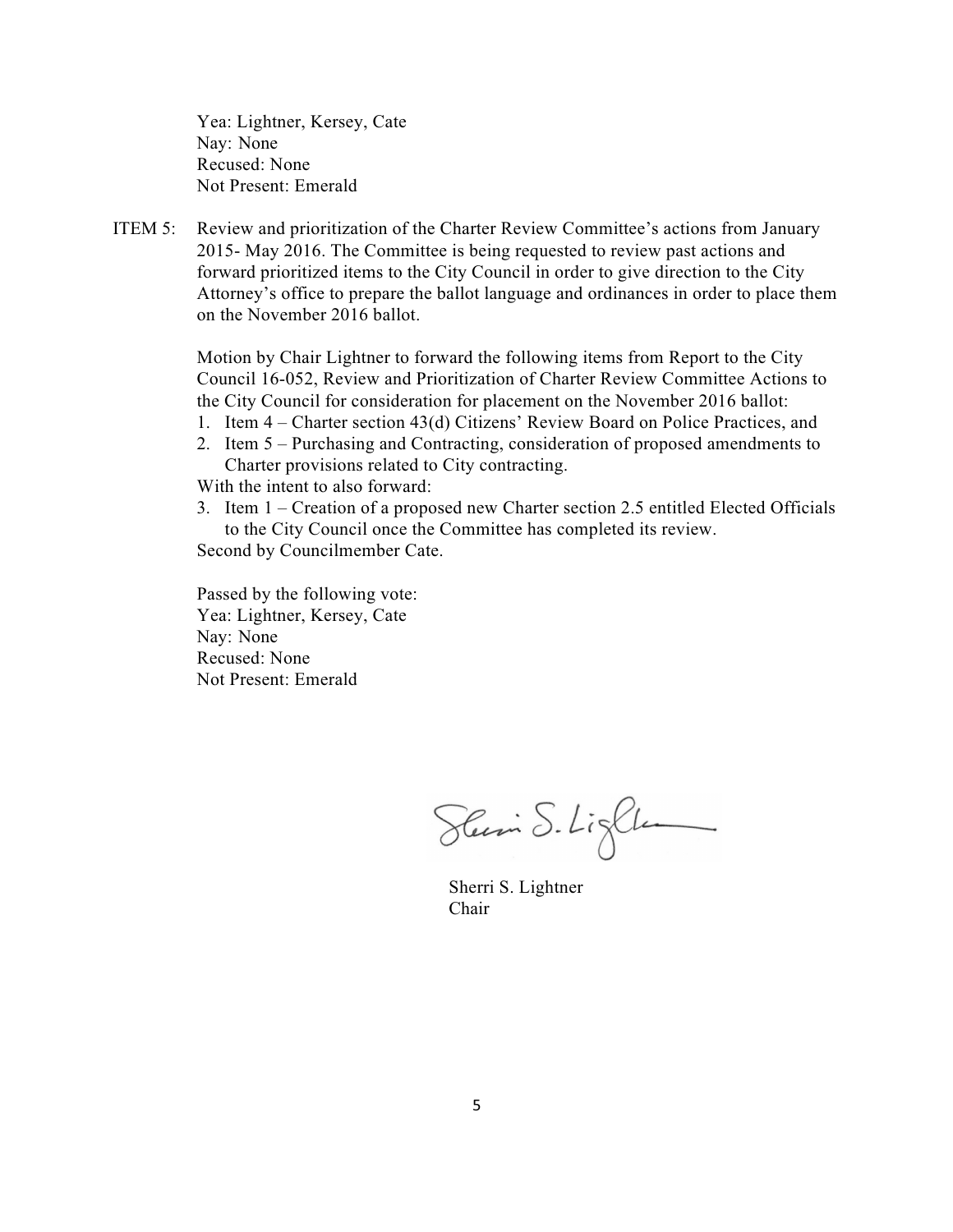Yea: Lightner, Kersey, Cate
Nay: None
Recused: None
Not Present: Emerald

ITEM 5: Review and prioritization of the Charter Review Committee's actions from January 2015- May 2016. The Committee is being requested to review past actions and forward prioritized items to the City Council in order to give direction to the City Attorney's office to prepare the ballot language and ordinances in order to place them on the November 2016 ballot.

Motion by Chair Lightner to forward the following items from Report to the City Council 16-052, Review and Prioritization of Charter Review Committee Actions to the City Council for consideration for placement on the November 2016 ballot:

1. Item 4 – Charter section 43(d) Citizens' Review Board on Police Practices, and
2. Item 5 – Purchasing and Contracting, consideration of proposed amendments to Charter provisions related to City contracting.

With the intent to also forward:

3. Item 1 – Creation of a proposed new Charter section 2.5 entitled Elected Officials to the City Council once the Committee has completed its review.

Second by Councilmember Cate.

Passed by the following vote:
Yea: Lightner, Kersey, Cate
Nay: None
Recused: None
Not Present: Emerald

Sherri S. Lightner
Chair